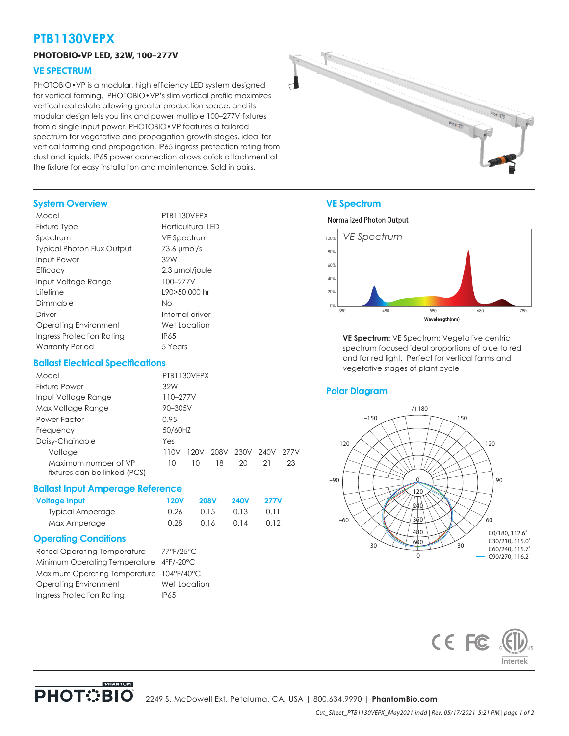# PTB1130VEPX

**PHOTOBIO•VP LED, 32W, 100–277V**

## VE SPECTRUM

PHOTOBIO•VP is a modular, high efficiency LED system designed for vertical farming. PHOTOBIO•VP's slim vertical profile maximizes vertical real estate allowing greater production space, and its modular design lets you link and power multiple 100–277V fixtures from a single input power. PHOTOBIO•VP features a tailored spectrum for vegetative and propagation growth stages, ideal for vertical farming and propagation. IP65 ingress protection rating from dust and liquids. IP65 power connection allows quick attachment at the fixture for easy installation and maintenance. Sold in pairs.

## System Overview

| | |
|---|---|
| Model | PTB1130VEPX |
| Fixture Type | Horticultural LED |
| Spectrum | VE Spectrum |
| Typical Photon Flux Output | 73.6 µmol/s |
| Input Power | 32W |
| Efficacy | 2.3 µmol/joule |
| Input Voltage Range | 100–277V |
| Lifetime | L90>50,000 hr |
| Dimmable | No |
| Driver | Internal driver |
| Operating Environment | Wet Location |
| Ingress Protection Rating | IP65 |
| Warranty Period | 5 Years |

## Ballast Electrical Specifications

| | | | | | | |
|---|---|---|---|---|---|---|
| Model | PTB1130VEPX | | | | | |
| Fixture Power | 32W | | | | | |
| Input Voltage Range | 110–277V | | | | | |
| Max Voltage Range | 90–305V | | | | | |
| Power Factor | 0.95 | | | | | |
| Frequency | 50/60HZ | | | | | |
| Daisy-Chainable | Yes | | | | | |
| Voltage | 110V | 120V | 208V | 230V | 240V | 277V |
| Maximum number of VP fixtures can be linked (PCS) | 10 | 10 | 18 | 20 | 21 | 23 |

## Ballast Input Amperage Reference

| Voltage Input | 120V | 208V | 240V | 277V |
|---|---|---|---|---|
| Typical Amperage | 0.26 | 0.15 | 0.13 | 0.11 |
| Max Amperage | 0.28 | 0.16 | 0.14 | 0.12 |

## Operating Conditions

| | |
|---|---|
| Rated Operating Temperature | 77°F/25°C |
| Minimum Operating Temperature | 4°F/-20°C |
| Maximum Operating Temperature | 104°F/40°C |
| Operating Environment | Wet Location |
| Ingress Protection Rating | IP65 |

## VE Spectrum

Normalized Photon Output

**VE Spectrum:** VE Spectrum: Vegetative centric spectrum focused ideal proportions of blue to red and far red light. Perfect for vertical farms and vegetative stages of plant cycle

## Polar Diagram

C0/180, 112.6°
C30/210, 115.0°
C60/240, 115.7°
C90/270, 116.2°

2249 S. McDowell Ext. Petaluma, CA, USA | 800.634.9990 | **PhantomBio.com**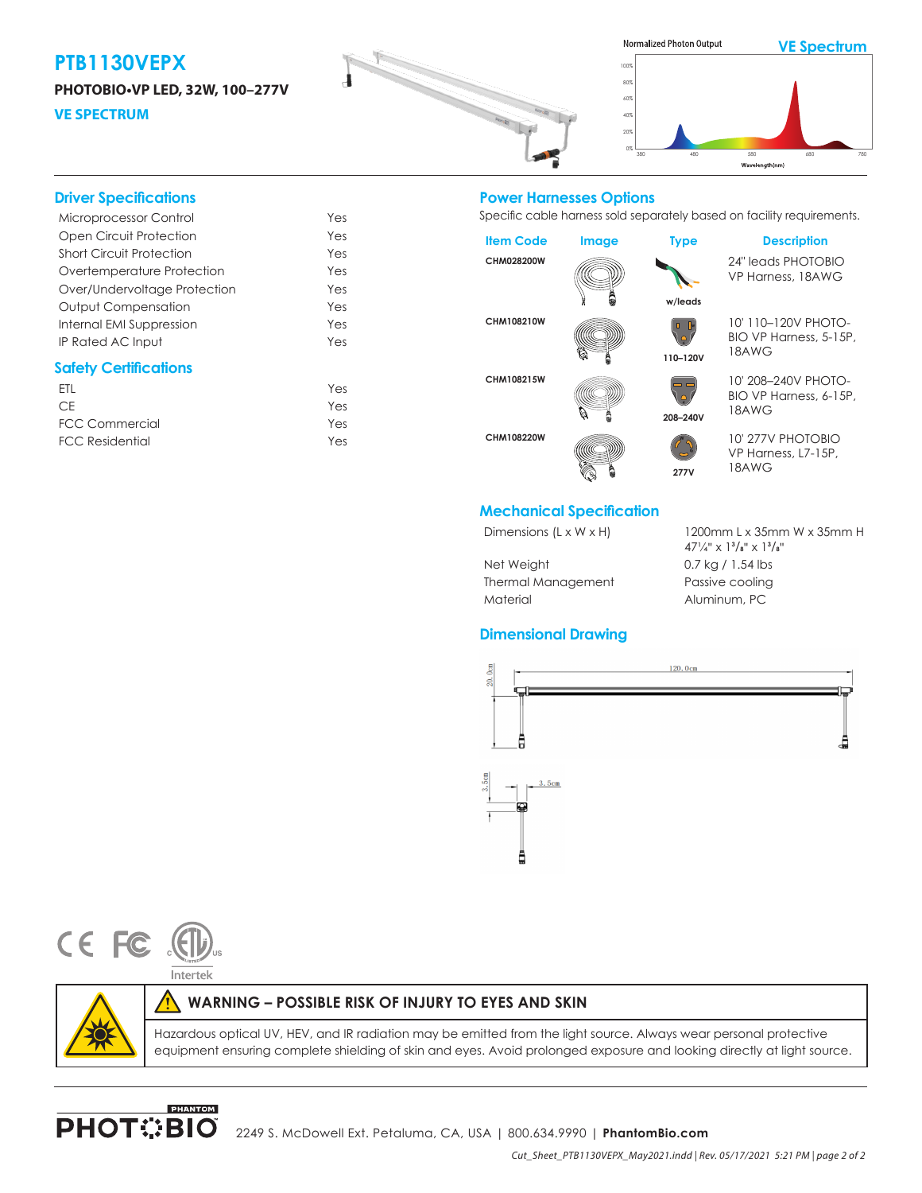# PTB1130VEPX

**PHOTOBIO•VP LED, 32W, 100–277V**

**VE SPECTRUM**

Normalized Photon Output

VE Spectrum

100%
80%
60%
40%
20%
0%
380
480
580
680
780
Wavelength(nm)

## Driver Specifications

| | |
|---|---|
| Microprocessor Control | Yes |
| Open Circuit Protection | Yes |
| Short Circuit Protection | Yes |
| Overtemperature Protection | Yes |
| Over/Undervoltage Protection | Yes |
| Output Compensation | Yes |
| Internal EMI Suppression | Yes |
| IP Rated AC Input | Yes |

## Safety Certifications

| | |
|---|---|
| ETL | Yes |
| CE | Yes |
| FCC Commercial | Yes |
| FCC Residential | Yes |

## Power Harnesses Options

Specific cable harness sold separately based on facility requirements.

| Item Code | Image | Type | Description |
|---|---|---|---|
| CHM028200W | | w/leads | 24" leads PHOTOBIO VP Harness, 18AWG |
| CHM108210W | | 110–120V | 10' 110–120V PHOTOBIO VP Harness, 5-15P, 18AWG |
| CHM108215W | | 208–240V | 10' 208–240V PHOTOBIO VP Harness, 6-15P, 18AWG |
| CHM108220W | | 277V | 10' 277V PHOTOBIO VP Harness, L7-15P, 18AWG |

## Mechanical Specification

| | |
|---|---|
| Dimensions (L x W x H) | 1200mm L x 35mm W x 35mm H<br>47¼" x 1³/₈" x 1³/₈" |
| Net Weight | 0.7 kg / 1.54 lbs |
| Thermal Management | Passive cooling |
| Material | Aluminum, PC |

## Dimensional Drawing

120.0cm
20.0cm
3.5cm
3.5cm

Intertek

**WARNING – POSSIBLE RISK OF INJURY TO EYES AND SKIN**

Hazardous optical UV, HEV, and IR radiation may be emitted from the light source. Always wear personal protective equipment ensuring complete shielding of skin and eyes. Avoid prolonged exposure and looking directly at light source.

PHANTOM PHOTOBIO 2249 S. McDowell Ext. Petaluma, CA, USA | 800.634.9990 | **PhantomBio.com**

*Cut_Sheet_PTB1130VEPX_May2021.indd | Rev. 05/17/2021 5:21 PM*